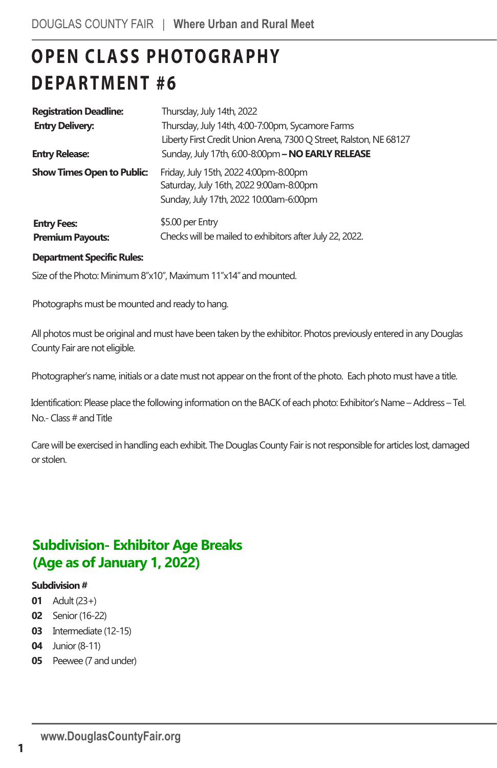# OPEN CLASS PHOTOGRAPHY DEPARTMENT #6

| | |
|---|---|
| **Registration Deadline:** | Thursday, July 14th, 2022 |
| **Entry Delivery:** | Thursday, July 14th, 4:00-7:00pm, Sycamore Farms<br>Liberty First Credit Union Arena, 7300 Q Street, Ralston, NE 68127 |
| **Entry Release:** | Sunday, July 17th, 6:00-8:00pm **– NO EARLY RELEASE** |
| **Show Times Open to Public:** | Friday, July 15th, 2022 4:00pm-8:00pm<br>Saturday, July 16th, 2022 9:00am-8:00pm<br>Sunday, July 17th, 2022 10:00am-6:00pm |
| **Entry Fees:** | $5.00 per Entry |
| **Premium Payouts:** | Checks will be mailed to exhibitors after July 22, 2022. |

**Department Specific Rules:**

Size of the Photo: Minimum 8"x10", Maximum 11"x14" and mounted.

Photographs must be mounted and ready to hang.

All photos must be original and must have been taken by the exhibitor. Photos previously entered in any Douglas County Fair are not eligible.

Photographer's name, initials or a date must not appear on the front of the photo. Each photo must have a title.

Identification: Please place the following information on the BACK of each photo: Exhibitor's Name – Address – Tel. No.- Class # and Title

Care will be exercised in handling each exhibit. The Douglas County Fair is not responsible for articles lost, damaged or stolen.

## Subdivision- Exhibitor Age Breaks (Age as of January 1, 2022)

**Subdivision #**

**01** Adult (23+)
**02** Senior (16-22)
**03** Intermediate (12-15)
**04** Junior (8-11)
**05** Peewee (7 and under)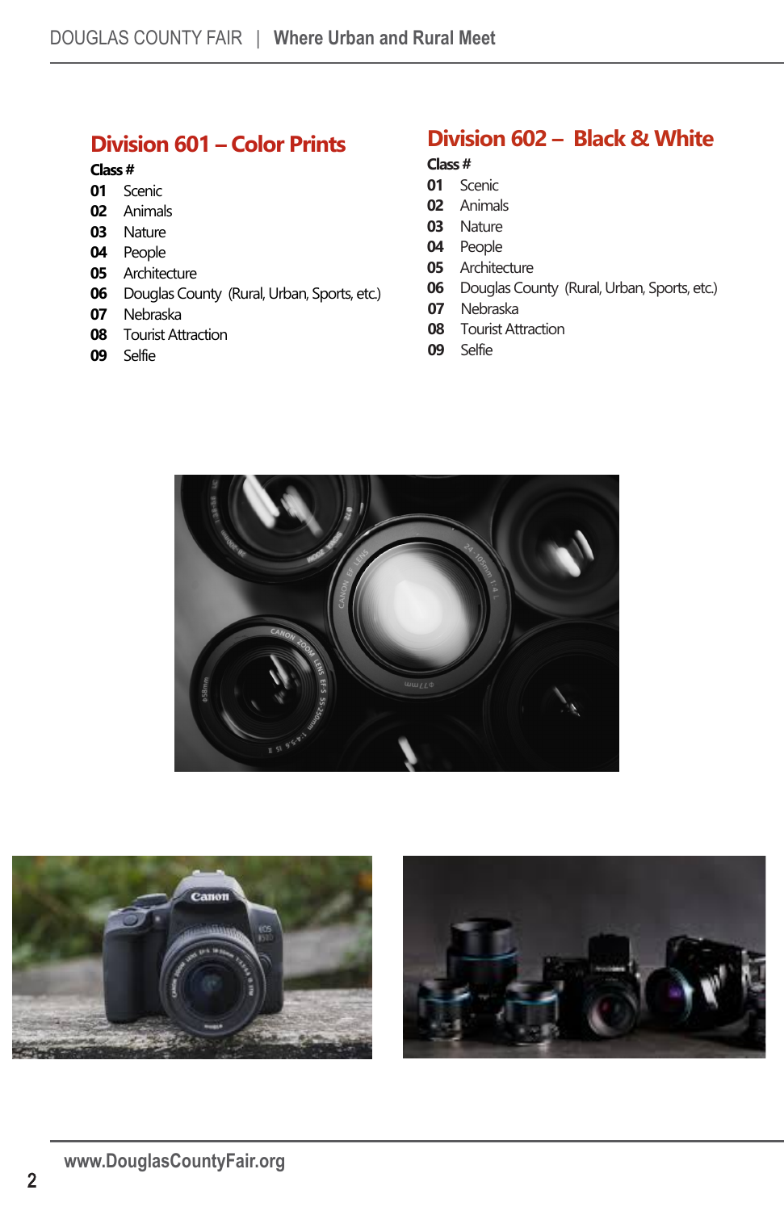## Division 601 – Color Prints

**Class #**

**01** Scenic
**02** Animals
**03** Nature
**04** People
**05** Architecture
**06** Douglas County (Rural, Urban, Sports, etc.)
**07** Nebraska
**08** Tourist Attraction
**09** Selfie

## Division 602 – Black & White

**Class #**

**01** Scenic
**02** Animals
**03** Nature
**04** People
**05** Architecture
**06** Douglas County (Rural, Urban, Sports, etc.)
**07** Nebraska
**08** Tourist Attraction
**09** Selfie

www.DouglasCountyFair.org